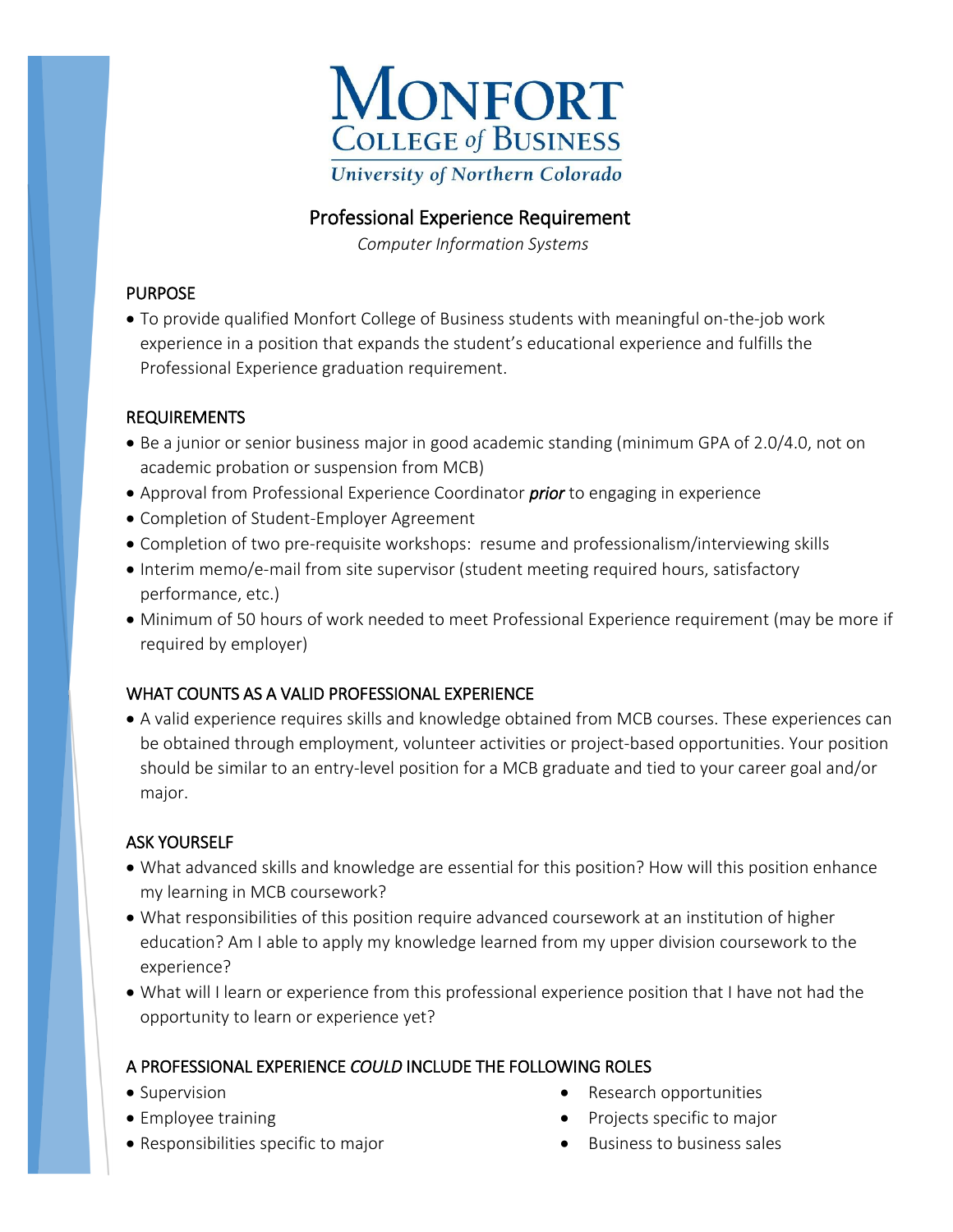# Monfort College of Business

University of Northern Colorado

## Professional Experience Requirement

*Computer Information Systems*

### PURPOSE

- To provide qualified Monfort College of Business students with meaningful on-the-job work experience in a position that expands the student's educational experience and fulfills the Professional Experience graduation requirement.

### REQUIREMENTS

- Be a junior or senior business major in good academic standing (minimum GPA of 2.0/4.0, not on academic probation or suspension from MCB)
- Approval from Professional Experience Coordinator ***prior*** to engaging in experience
- Completion of Student-Employer Agreement
- Completion of two pre-requisite workshops: resume and professionalism/interviewing skills
- Interim memo/e-mail from site supervisor (student meeting required hours, satisfactory performance, etc.)
- Minimum of 50 hours of work needed to meet Professional Experience requirement (may be more if required by employer)

### WHAT COUNTS AS A VALID PROFESSIONAL EXPERIENCE

- A valid experience requires skills and knowledge obtained from MCB courses. These experiences can be obtained through employment, volunteer activities or project-based opportunities. Your position should be similar to an entry-level position for a MCB graduate and tied to your career goal and/or major.

### ASK YOURSELF

- What advanced skills and knowledge are essential for this position? How will this position enhance my learning in MCB coursework?
- What responsibilities of this position require advanced coursework at an institution of higher education? Am I able to apply my knowledge learned from my upper division coursework to the experience?
- What will I learn or experience from this professional experience position that I have not had the opportunity to learn or experience yet?

### A PROFESSIONAL EXPERIENCE *COULD* INCLUDE THE FOLLOWING ROLES

- Supervision
- Employee training
- Responsibilities specific to major
- Research opportunities
- Projects specific to major
- Business to business sales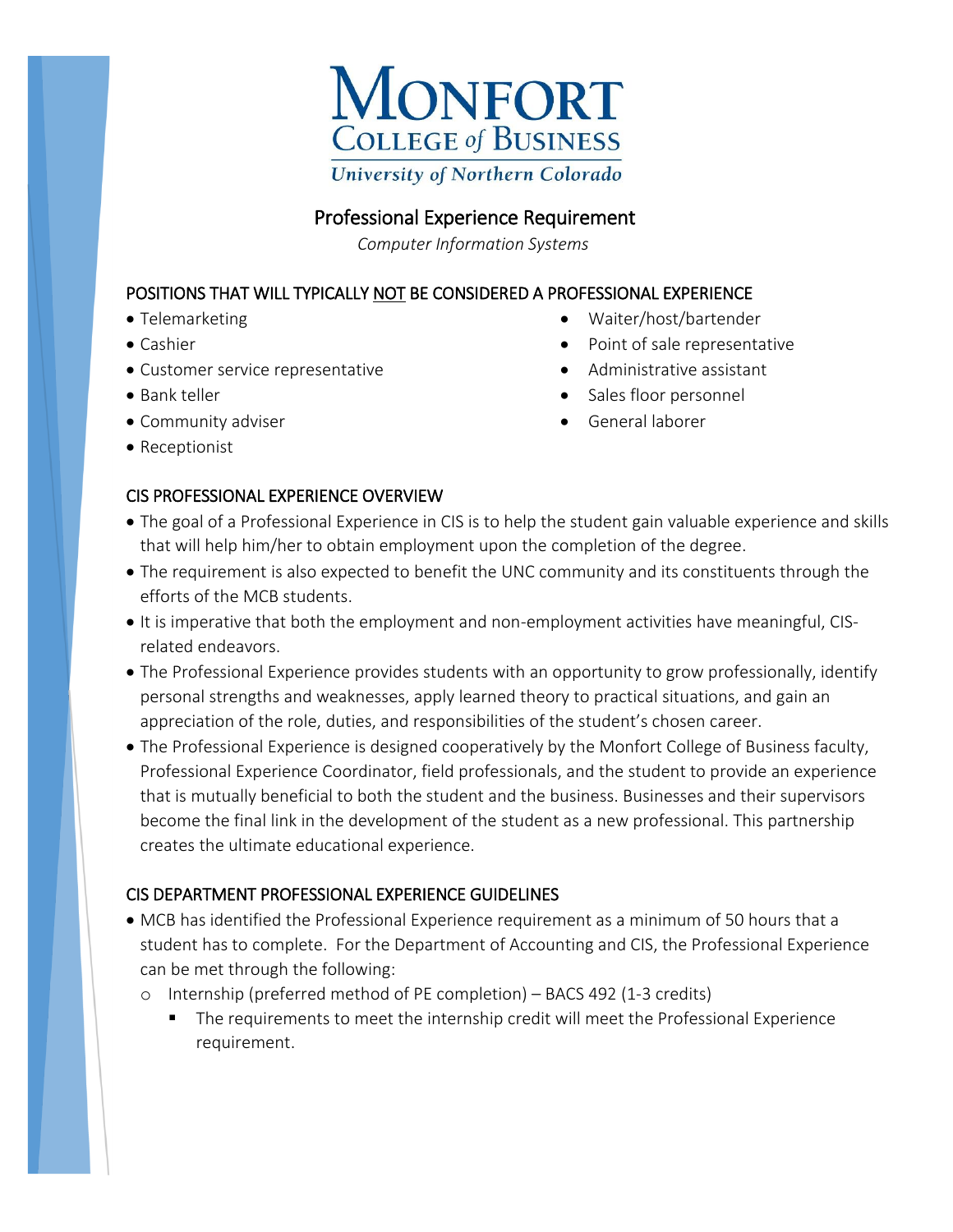# Monfort College of Business

University of Northern Colorado

## Professional Experience Requirement

*Computer Information Systems*

### POSITIONS THAT WILL TYPICALLY NOT BE CONSIDERED A PROFESSIONAL EXPERIENCE

- Telemarketing
- Cashier
- Customer service representative
- Bank teller
- Community adviser
- Receptionist
- Waiter/host/bartender
- Point of sale representative
- Administrative assistant
- Sales floor personnel
- General laborer

### CIS PROFESSIONAL EXPERIENCE OVERVIEW

- The goal of a Professional Experience in CIS is to help the student gain valuable experience and skills that will help him/her to obtain employment upon the completion of the degree.
- The requirement is also expected to benefit the UNC community and its constituents through the efforts of the MCB students.
- It is imperative that both the employment and non-employment activities have meaningful, CIS-related endeavors.
- The Professional Experience provides students with an opportunity to grow professionally, identify personal strengths and weaknesses, apply learned theory to practical situations, and gain an appreciation of the role, duties, and responsibilities of the student's chosen career.
- The Professional Experience is designed cooperatively by the Monfort College of Business faculty, Professional Experience Coordinator, field professionals, and the student to provide an experience that is mutually beneficial to both the student and the business. Businesses and their supervisors become the final link in the development of the student as a new professional. This partnership creates the ultimate educational experience.

### CIS DEPARTMENT PROFESSIONAL EXPERIENCE GUIDELINES

- MCB has identified the Professional Experience requirement as a minimum of 50 hours that a student has to complete. For the Department of Accounting and CIS, the Professional Experience can be met through the following:
  - Internship (preferred method of PE completion) – BACS 492 (1-3 credits)
    - The requirements to meet the internship credit will meet the Professional Experience requirement.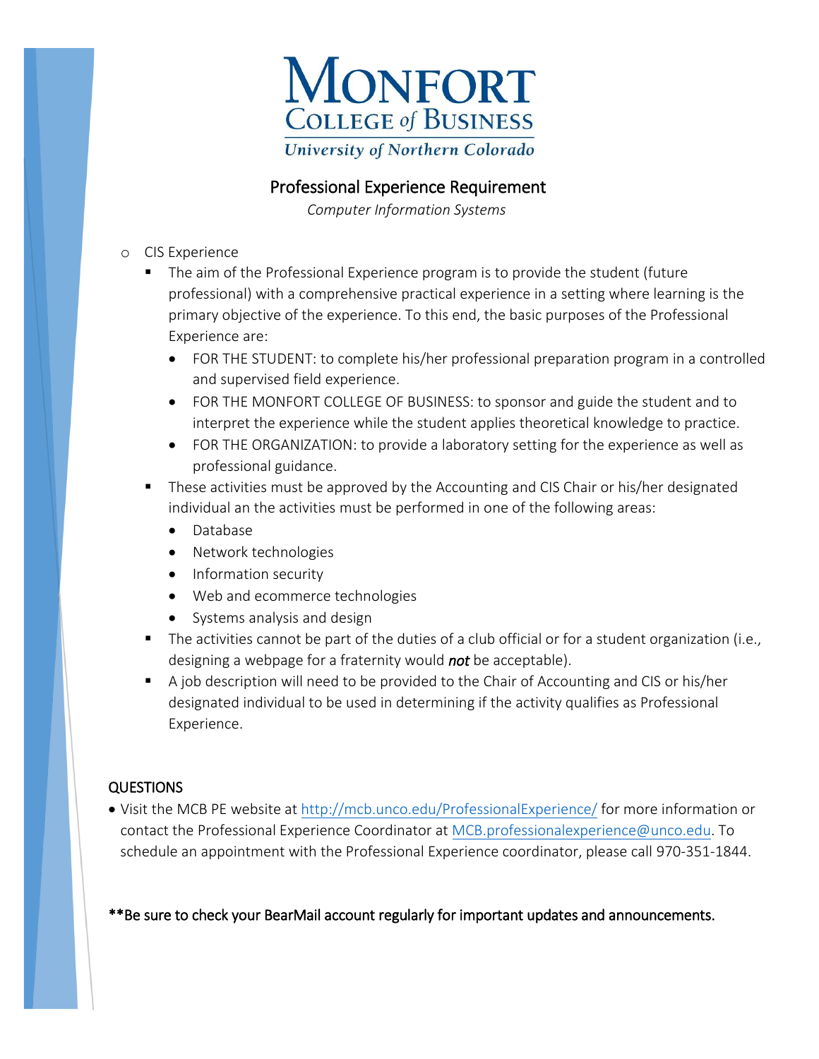MONFORT
COLLEGE *of* BUSINESS
*University of Northern Colorado*

# Professional Experience Requirement

*Computer Information Systems*

- CIS Experience
  - The aim of the Professional Experience program is to provide the student (future professional) with a comprehensive practical experience in a setting where learning is the primary objective of the experience. To this end, the basic purposes of the Professional Experience are:
    - FOR THE STUDENT: to complete his/her professional preparation program in a controlled and supervised field experience.
    - FOR THE MONFORT COLLEGE OF BUSINESS: to sponsor and guide the student and to interpret the experience while the student applies theoretical knowledge to practice.
    - FOR THE ORGANIZATION: to provide a laboratory setting for the experience as well as professional guidance.
  - These activities must be approved by the Accounting and CIS Chair or his/her designated individual an the activities must be performed in one of the following areas:
    - Database
    - Network technologies
    - Information security
    - Web and ecommerce technologies
    - Systems analysis and design
  - The activities cannot be part of the duties of a club official or for a student organization (i.e., designing a webpage for a fraternity would ***not*** be acceptable).
  - A job description will need to be provided to the Chair of Accounting and CIS or his/her designated individual to be used in determining if the activity qualifies as Professional Experience.

## QUESTIONS

- Visit the MCB PE website at http://mcb.unco.edu/ProfessionalExperience/ for more information or contact the Professional Experience Coordinator at MCB.professionalexperience@unco.edu. To schedule an appointment with the Professional Experience coordinator, please call 970-351-1844.

**Be sure to check your BearMail account regularly for important updates and announcements.**